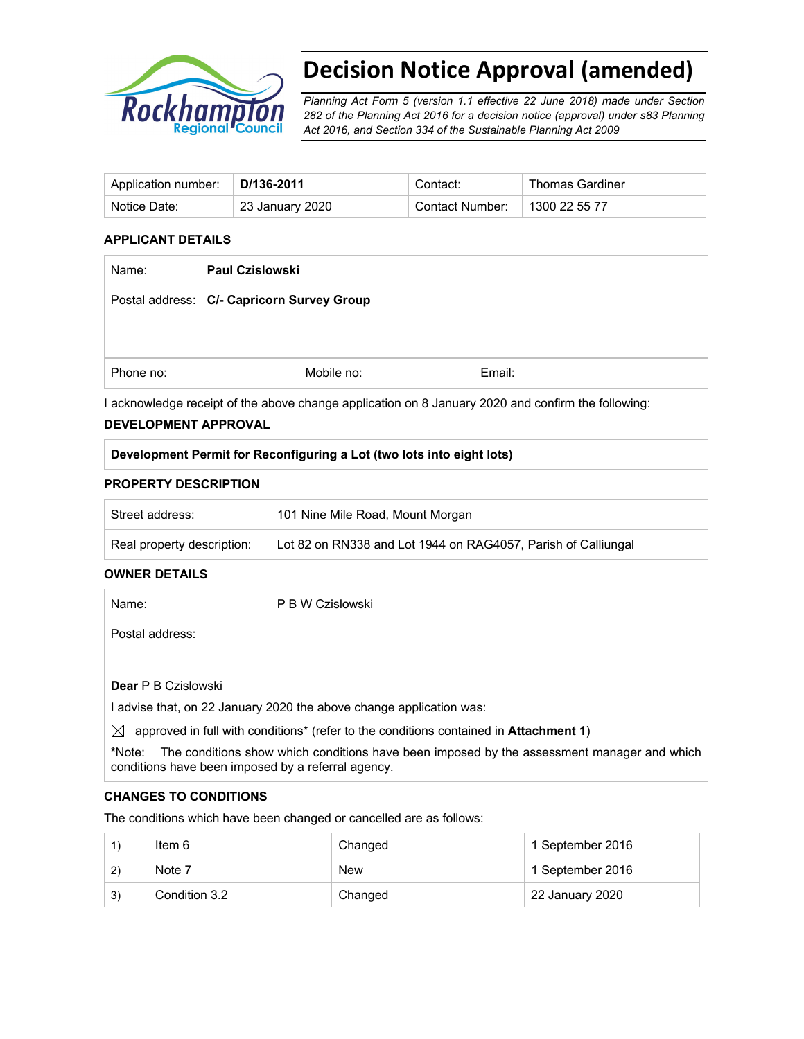# Decision Notice Approval (amended)

*Planning Act Form 5 (version 1.1 effective 22 June 2018) made under Section 282 of the Planning Act 2016 for a decision notice (approval) under s83 Planning Act 2016, and Section 334 of the Sustainable Planning Act 2009*

| Application number: | **D/136-2011** | Contact: | Thomas Gardiner |
|---|---|---|---|
| Notice Date: | 23 January 2020 | Contact Number: | 1300 22 55 77 |

### APPLICANT DETAILS

| Name: | **Paul Czislowski** | |
|---|---|---|
| Postal address: | **C/- Capricorn Survey Group** | |
| Phone no: | Mobile no: | Email: |

I acknowledge receipt of the above change application on 8 January 2020 and confirm the following:

### DEVELOPMENT APPROVAL

**Development Permit for Reconfiguring a Lot (two lots into eight lots)**

### PROPERTY DESCRIPTION

| Street address: | 101 Nine Mile Road, Mount Morgan |
|---|---|
| Real property description: | Lot 82 on RN338 and Lot 1944 on RAG4057, Parish of Calliungal |

### OWNER DETAILS

| Name: | P B W Czislowski |
|---|---|
| Postal address: | |

**Dear** P B Czislowski

I advise that, on 22 January 2020 the above change application was:

☒ approved in full with conditions* (refer to the conditions contained in **Attachment 1**)

***Note:** The conditions show which conditions have been imposed by the assessment manager and which conditions have been imposed by a referral agency.

### CHANGES TO CONDITIONS

The conditions which have been changed or cancelled are as follows:

| | | | |
|---|---|---|---|
| 1) | Item 6 | Changed | 1 September 2016 |
| 2) | Note 7 | New | 1 September 2016 |
| 3) | Condition 3.2 | Changed | 22 January 2020 |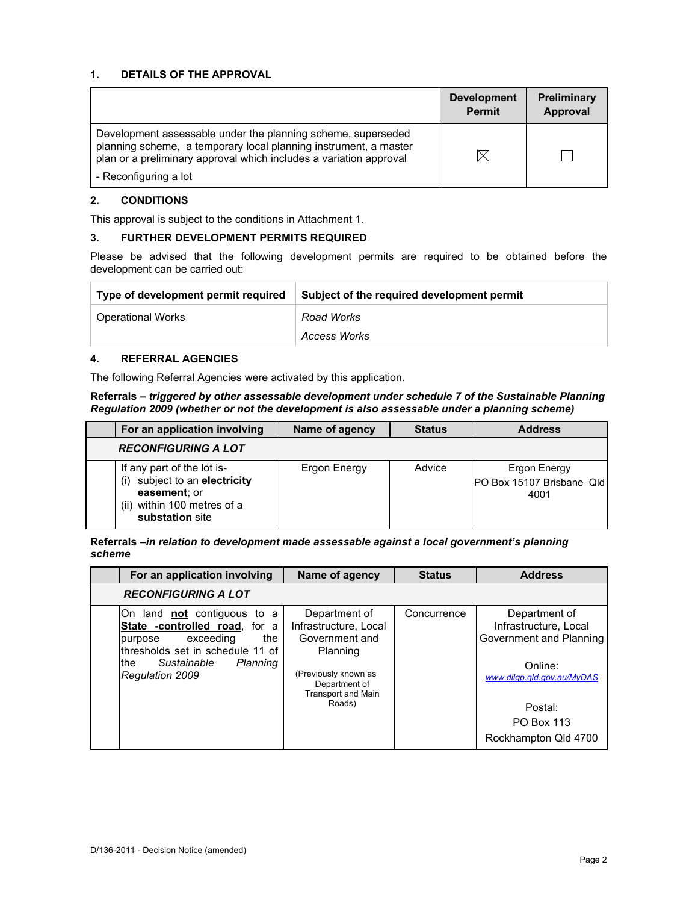## 1. DETAILS OF THE APPROVAL

| | Development Permit | Preliminary Approval |
|---|---|---|
| Development assessable under the planning scheme, superseded planning scheme, a temporary local planning instrument, a master plan or a preliminary approval which includes a variation approval<br>- Reconfiguring a lot | ☒ | ☐ |

## 2. CONDITIONS

This approval is subject to the conditions in Attachment 1.

## 3. FURTHER DEVELOPMENT PERMITS REQUIRED

Please be advised that the following development permits are required to be obtained before the development can be carried out:

| Type of development permit required | Subject of the required development permit |
|---|---|
| Operational Works | *Road Works*<br>*Access Works* |

## 4. REFERRAL AGENCIES

The following Referral Agencies were activated by this application.

**Referrals – *triggered by other assessable development under schedule 7 of the Sustainable Planning Regulation 2009 (whether or not the development is also assessable under a planning scheme)***

| | For an application involving | Name of agency | Status | Address |
|---|---|---|---|---|
| | ***RECONFIGURING A LOT*** | | | |
| | If any part of the lot is-<br>(i) subject to an **electricity easement**; or<br>(ii) within 100 metres of a **substation** site | Ergon Energy | Advice | Ergon Energy<br>PO Box 15107 Brisbane Qld 4001 |

**Referrals –*in relation to development made assessable against a local government's planning scheme***

| | For an application involving | Name of agency | Status | Address |
|---|---|---|---|---|
| | ***RECONFIGURING A LOT*** | | | |
| | On land **not** contiguous to a **State -controlled road**, for a purpose exceeding the thresholds set in schedule 11 of the *Sustainable Planning Regulation 2009* | Department of Infrastructure, Local Government and Planning<br>(Previously known as Department of Transport and Main Roads) | Concurrence | Department of Infrastructure, Local Government and Planning<br>Online: www.dilgp.qld.gov.au/MyDAS<br>Postal:<br>PO Box 113<br>Rockhampton Qld 4700 |

D/136-2011 - Decision Notice (amended)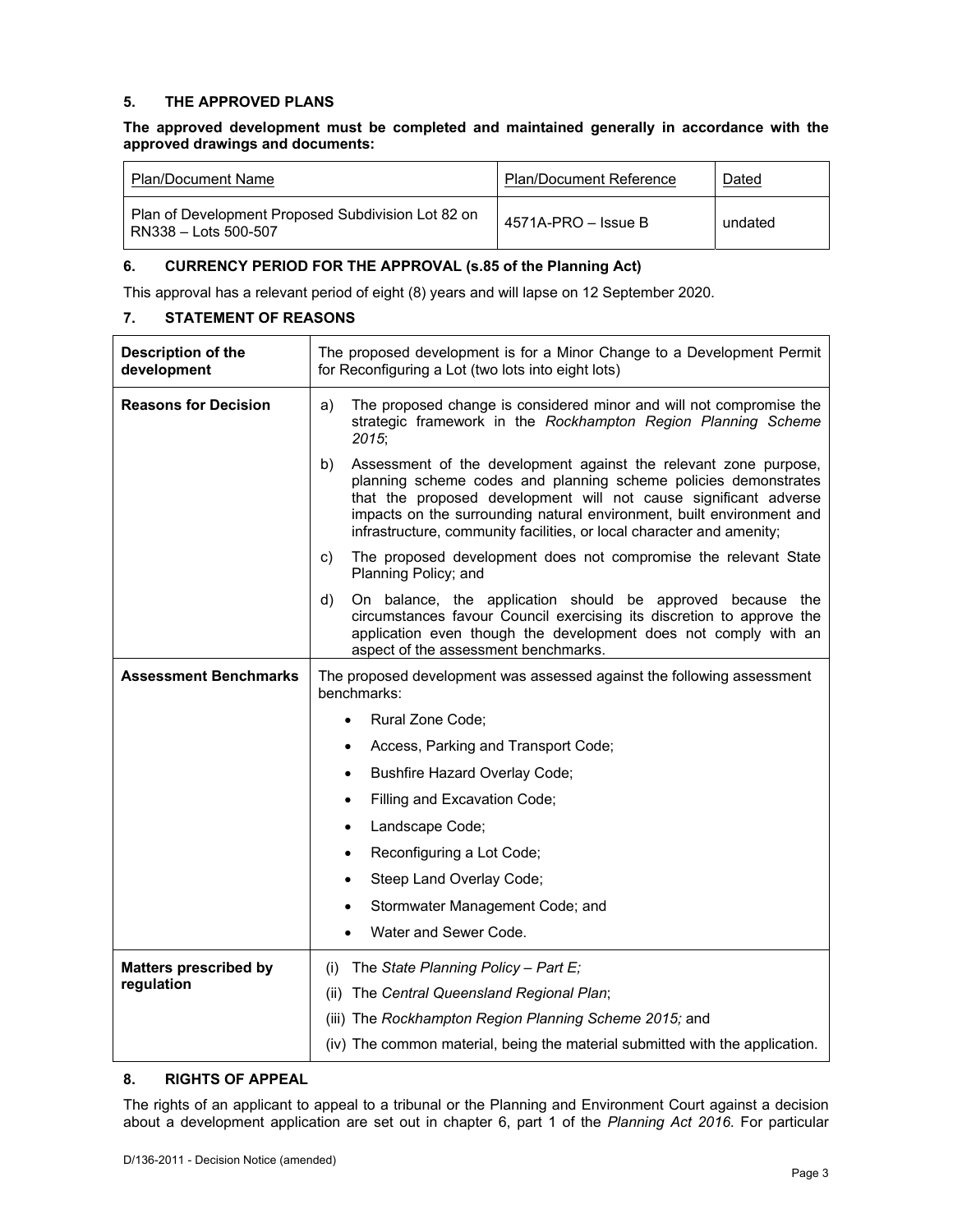## 5. THE APPROVED PLANS

**The approved development must be completed and maintained generally in accordance with the approved drawings and documents:**

| Plan/Document Name | Plan/Document Reference | Dated |
|---|---|---|
| Plan of Development Proposed Subdivision Lot 82 on RN338 – Lots 500-507 | 4571A-PRO – Issue B | undated |

## 6. CURRENCY PERIOD FOR THE APPROVAL (s.85 of the Planning Act)

This approval has a relevant period of eight (8) years and will lapse on 12 September 2020.

## 7. STATEMENT OF REASONS

| | |
|---|---|
| **Description of the development** | The proposed development is for a Minor Change to a Development Permit for Reconfiguring a Lot (two lots into eight lots) |
| **Reasons for Decision** | a) The proposed change is considered minor and will not compromise the strategic framework in the *Rockhampton Region Planning Scheme 2015*;<br>b) Assessment of the development against the relevant zone purpose, planning scheme codes and planning scheme policies demonstrates that the proposed development will not cause significant adverse impacts on the surrounding natural environment, built environment and infrastructure, community facilities, or local character and amenity;<br>c) The proposed development does not compromise the relevant State Planning Policy; and<br>d) On balance, the application should be approved because the circumstances favour Council exercising its discretion to approve the application even though the development does not comply with an aspect of the assessment benchmarks. |
| **Assessment Benchmarks** | The proposed development was assessed against the following assessment benchmarks:<br>• Rural Zone Code;<br>• Access, Parking and Transport Code;<br>• Bushfire Hazard Overlay Code;<br>• Filling and Excavation Code;<br>• Landscape Code;<br>• Reconfiguring a Lot Code;<br>• Steep Land Overlay Code;<br>• Stormwater Management Code; and<br>• Water and Sewer Code. |
| **Matters prescribed by regulation** | (i) The *State Planning Policy – Part E;*<br>(ii) The *Central Queensland Regional Plan*;<br>(iii) The *Rockhampton Region Planning Scheme 2015;* and<br>(iv) The common material, being the material submitted with the application. |

## 8. RIGHTS OF APPEAL

The rights of an applicant to appeal to a tribunal or the Planning and Environment Court against a decision about a development application are set out in chapter 6, part 1 of the *Planning Act 2016*. For particular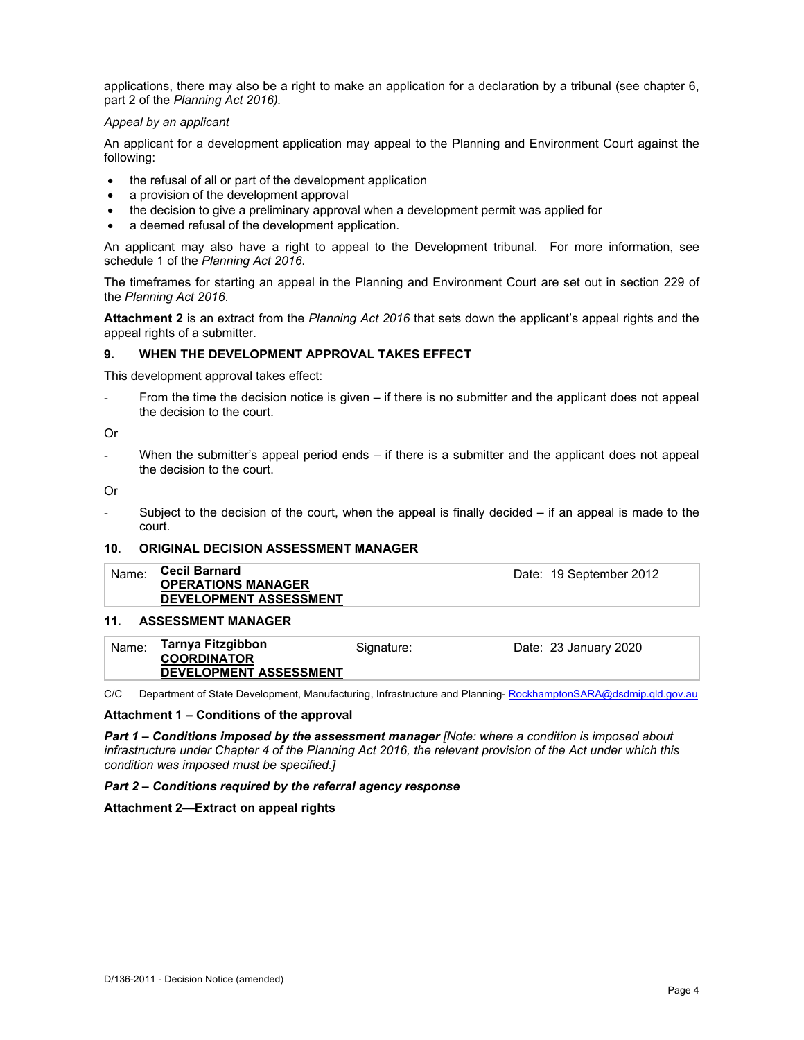applications, there may also be a right to make an application for a declaration by a tribunal (see chapter 6, part 2 of the *Planning Act 2016).*

*Appeal by an applicant*

An applicant for a development application may appeal to the Planning and Environment Court against the following:

- the refusal of all or part of the development application
- a provision of the development approval
- the decision to give a preliminary approval when a development permit was applied for
- a deemed refusal of the development application.

An applicant may also have a right to appeal to the Development tribunal. For more information, see schedule 1 of the *Planning Act 2016*.

The timeframes for starting an appeal in the Planning and Environment Court are set out in section 229 of the *Planning Act 2016*.

**Attachment 2** is an extract from the *Planning Act 2016* that sets down the applicant's appeal rights and the appeal rights of a submitter.

### 9. WHEN THE DEVELOPMENT APPROVAL TAKES EFFECT

This development approval takes effect:

- From the time the decision notice is given – if there is no submitter and the applicant does not appeal the decision to the court.

Or

- When the submitter's appeal period ends – if there is a submitter and the applicant does not appeal the decision to the court.

Or

- Subject to the decision of the court, when the appeal is finally decided – if an appeal is made to the court.

### 10. ORIGINAL DECISION ASSESSMENT MANAGER

| Name: | **Cecil Barnard**<br>**OPERATIONS MANAGER**<br>**DEVELOPMENT ASSESSMENT** | Date: 19 September 2012 |
|---|---|---|

### 11. ASSESSMENT MANAGER

| Name: | **Tarnya Fitzgibbon**<br>**COORDINATOR**<br>**DEVELOPMENT ASSESSMENT** | Signature: | Date: 23 January 2020 |
|---|---|---|---|

C/C Department of State Development, Manufacturing, Infrastructure and Planning- RockhamptonSARA@dsdmip.qld.gov.au

**Attachment 1 – Conditions of the approval**

***Part 1 – Conditions imposed by the assessment manager*** *[Note: where a condition is imposed about infrastructure under Chapter 4 of the Planning Act 2016, the relevant provision of the Act under which this condition was imposed must be specified.]*

***Part 2 – Conditions required by the referral agency response***

**Attachment 2—Extract on appeal rights**

D/136-2011 - Decision Notice (amended)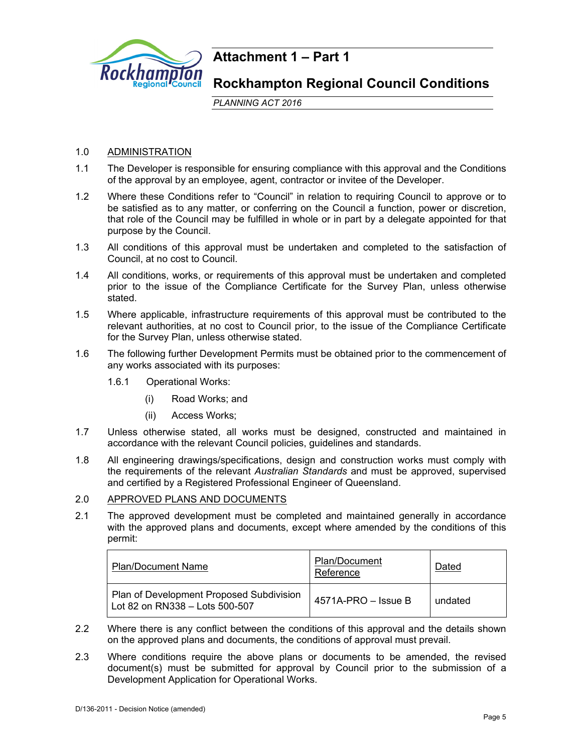# Attachment 1 – Part 1

## Rockhampton Regional Council Conditions

*PLANNING ACT 2016*

1.0 ADMINISTRATION

1.1 The Developer is responsible for ensuring compliance with this approval and the Conditions of the approval by an employee, agent, contractor or invitee of the Developer.

1.2 Where these Conditions refer to "Council" in relation to requiring Council to approve or to be satisfied as to any matter, or conferring on the Council a function, power or discretion, that role of the Council may be fulfilled in whole or in part by a delegate appointed for that purpose by the Council.

1.3 All conditions of this approval must be undertaken and completed to the satisfaction of Council, at no cost to Council.

1.4 All conditions, works, or requirements of this approval must be undertaken and completed prior to the issue of the Compliance Certificate for the Survey Plan, unless otherwise stated.

1.5 Where applicable, infrastructure requirements of this approval must be contributed to the relevant authorities, at no cost to Council prior, to the issue of the Compliance Certificate for the Survey Plan, unless otherwise stated.

1.6 The following further Development Permits must be obtained prior to the commencement of any works associated with its purposes:

1.6.1 Operational Works:

(i) Road Works; and

(ii) Access Works;

1.7 Unless otherwise stated, all works must be designed, constructed and maintained in accordance with the relevant Council policies, guidelines and standards.

1.8 All engineering drawings/specifications, design and construction works must comply with the requirements of the relevant *Australian Standards* and must be approved, supervised and certified by a Registered Professional Engineer of Queensland.

2.0 APPROVED PLANS AND DOCUMENTS

2.1 The approved development must be completed and maintained generally in accordance with the approved plans and documents, except where amended by the conditions of this permit:

| Plan/Document Name | Plan/Document Reference | Dated |
|---|---|---|
| Plan of Development Proposed Subdivision Lot 82 on RN338 – Lots 500-507 | 4571A-PRO – Issue B | undated |

2.2 Where there is any conflict between the conditions of this approval and the details shown on the approved plans and documents, the conditions of approval must prevail.

2.3 Where conditions require the above plans or documents to be amended, the revised document(s) must be submitted for approval by Council prior to the submission of a Development Application for Operational Works.

D/136-2011 - Decision Notice (amended)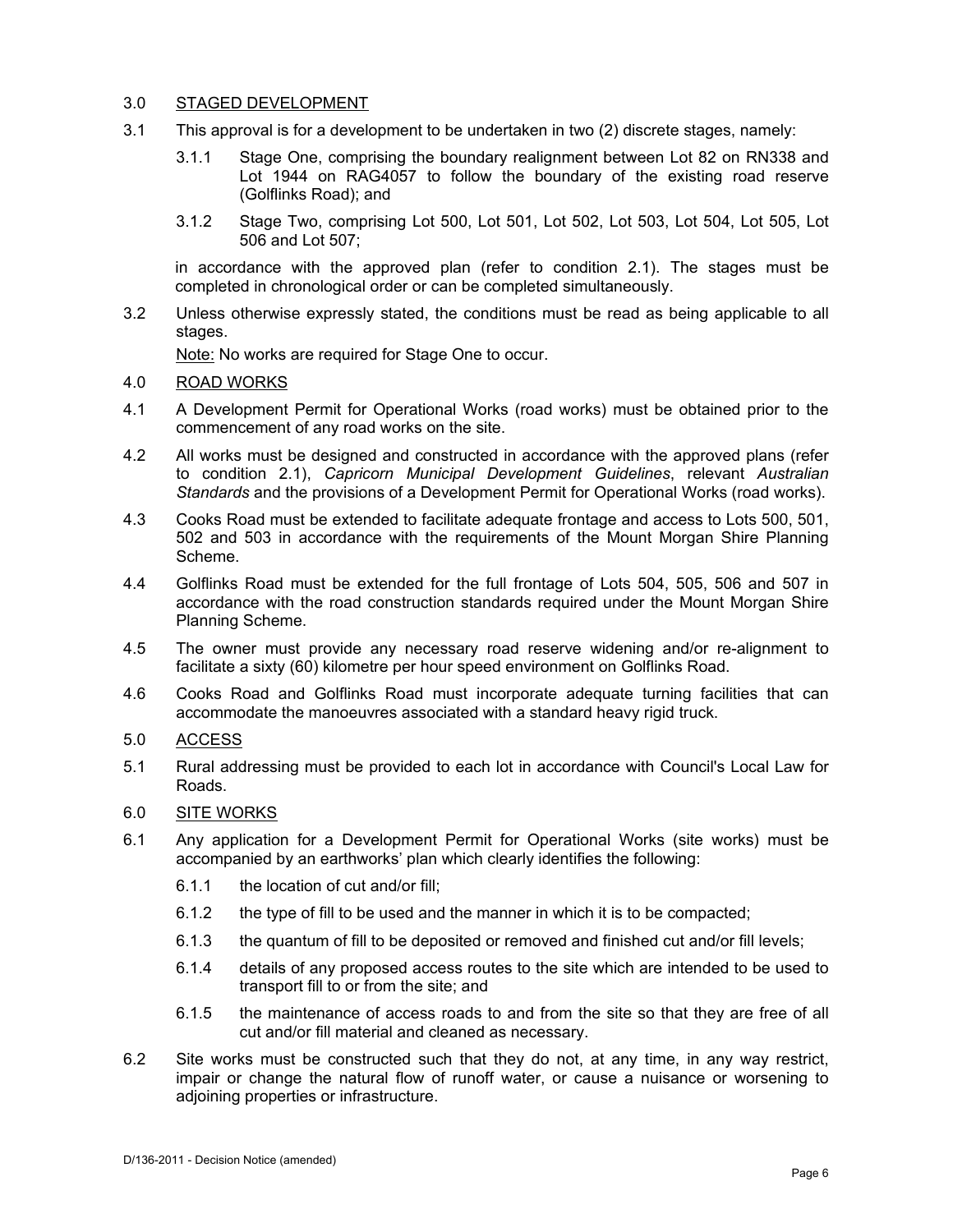## 3.0 STAGED DEVELOPMENT

3.1 This approval is for a development to be undertaken in two (2) discrete stages, namely:

3.1.1 Stage One, comprising the boundary realignment between Lot 82 on RN338 and Lot 1944 on RAG4057 to follow the boundary of the existing road reserve (Golflinks Road); and

3.1.2 Stage Two, comprising Lot 500, Lot 501, Lot 502, Lot 503, Lot 504, Lot 505, Lot 506 and Lot 507;

in accordance with the approved plan (refer to condition 2.1). The stages must be completed in chronological order or can be completed simultaneously.

3.2 Unless otherwise expressly stated, the conditions must be read as being applicable to all stages.

Note: No works are required for Stage One to occur.

## 4.0 ROAD WORKS

4.1 A Development Permit for Operational Works (road works) must be obtained prior to the commencement of any road works on the site.

4.2 All works must be designed and constructed in accordance with the approved plans (refer to condition 2.1), *Capricorn Municipal Development Guidelines*, relevant *Australian Standards* and the provisions of a Development Permit for Operational Works (road works).

4.3 Cooks Road must be extended to facilitate adequate frontage and access to Lots 500, 501, 502 and 503 in accordance with the requirements of the Mount Morgan Shire Planning Scheme.

4.4 Golflinks Road must be extended for the full frontage of Lots 504, 505, 506 and 507 in accordance with the road construction standards required under the Mount Morgan Shire Planning Scheme.

4.5 The owner must provide any necessary road reserve widening and/or re-alignment to facilitate a sixty (60) kilometre per hour speed environment on Golflinks Road.

4.6 Cooks Road and Golflinks Road must incorporate adequate turning facilities that can accommodate the manoeuvres associated with a standard heavy rigid truck.

## 5.0 ACCESS

5.1 Rural addressing must be provided to each lot in accordance with Council's Local Law for Roads.

## 6.0 SITE WORKS

6.1 Any application for a Development Permit for Operational Works (site works) must be accompanied by an earthworks' plan which clearly identifies the following:

6.1.1 the location of cut and/or fill;

6.1.2 the type of fill to be used and the manner in which it is to be compacted;

6.1.3 the quantum of fill to be deposited or removed and finished cut and/or fill levels;

6.1.4 details of any proposed access routes to the site which are intended to be used to transport fill to or from the site; and

6.1.5 the maintenance of access roads to and from the site so that they are free of all cut and/or fill material and cleaned as necessary.

6.2 Site works must be constructed such that they do not, at any time, in any way restrict, impair or change the natural flow of runoff water, or cause a nuisance or worsening to adjoining properties or infrastructure.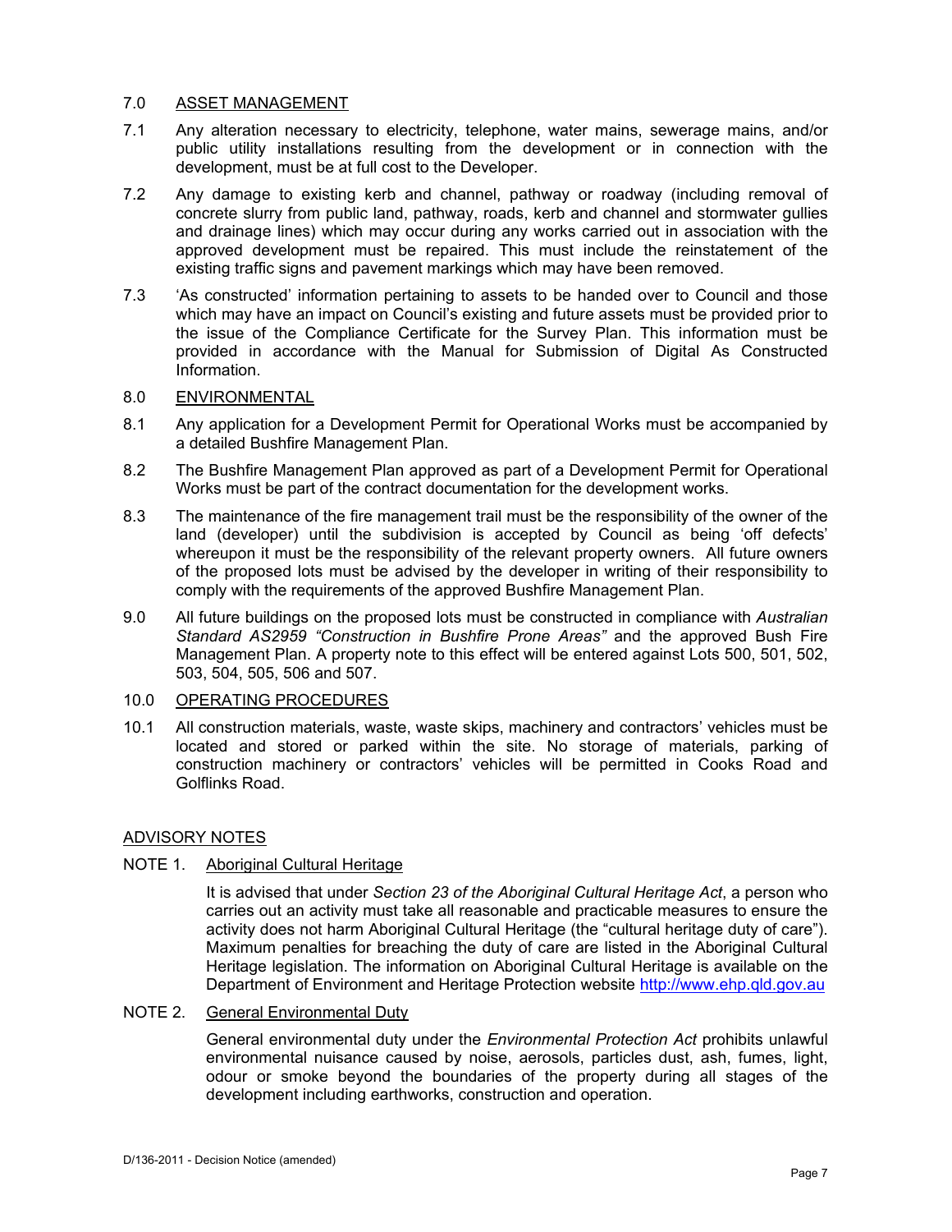## 7.0 ASSET MANAGEMENT

7.1 Any alteration necessary to electricity, telephone, water mains, sewerage mains, and/or public utility installations resulting from the development or in connection with the development, must be at full cost to the Developer.

7.2 Any damage to existing kerb and channel, pathway or roadway (including removal of concrete slurry from public land, pathway, roads, kerb and channel and stormwater gullies and drainage lines) which may occur during any works carried out in association with the approved development must be repaired. This must include the reinstatement of the existing traffic signs and pavement markings which may have been removed.

7.3 'As constructed' information pertaining to assets to be handed over to Council and those which may have an impact on Council's existing and future assets must be provided prior to the issue of the Compliance Certificate for the Survey Plan. This information must be provided in accordance with the Manual for Submission of Digital As Constructed Information.

## 8.0 ENVIRONMENTAL

8.1 Any application for a Development Permit for Operational Works must be accompanied by a detailed Bushfire Management Plan.

8.2 The Bushfire Management Plan approved as part of a Development Permit for Operational Works must be part of the contract documentation for the development works.

8.3 The maintenance of the fire management trail must be the responsibility of the owner of the land (developer) until the subdivision is accepted by Council as being 'off defects' whereupon it must be the responsibility of the relevant property owners. All future owners of the proposed lots must be advised by the developer in writing of their responsibility to comply with the requirements of the approved Bushfire Management Plan.

9.0 All future buildings on the proposed lots must be constructed in compliance with *Australian Standard AS2959 "Construction in Bushfire Prone Areas"* and the approved Bush Fire Management Plan. A property note to this effect will be entered against Lots 500, 501, 502, 503, 504, 505, 506 and 507.

## 10.0 OPERATING PROCEDURES

10.1 All construction materials, waste, waste skips, machinery and contractors' vehicles must be located and stored or parked within the site. No storage of materials, parking of construction machinery or contractors' vehicles will be permitted in Cooks Road and Golflinks Road.

## ADVISORY NOTES

### NOTE 1. Aboriginal Cultural Heritage

It is advised that under *Section 23 of the Aboriginal Cultural Heritage Act*, a person who carries out an activity must take all reasonable and practicable measures to ensure the activity does not harm Aboriginal Cultural Heritage (the "cultural heritage duty of care"). Maximum penalties for breaching the duty of care are listed in the Aboriginal Cultural Heritage legislation. The information on Aboriginal Cultural Heritage is available on the Department of Environment and Heritage Protection website http://www.ehp.qld.gov.au

### NOTE 2. General Environmental Duty

General environmental duty under the *Environmental Protection Act* prohibits unlawful environmental nuisance caused by noise, aerosols, particles dust, ash, fumes, light, odour or smoke beyond the boundaries of the property during all stages of the development including earthworks, construction and operation.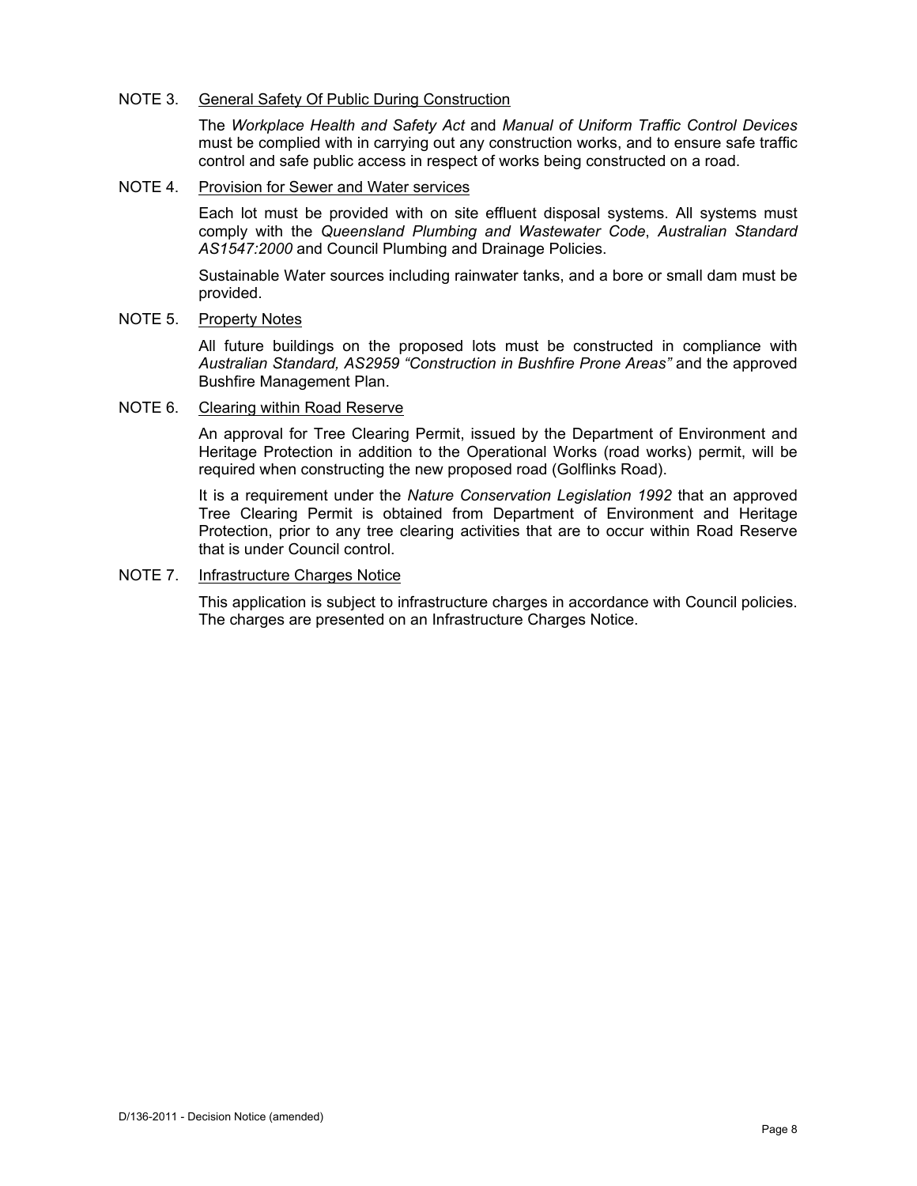NOTE 3. <u>General Safety Of Public During Construction</u>

The *Workplace Health and Safety Act* and *Manual of Uniform Traffic Control Devices* must be complied with in carrying out any construction works, and to ensure safe traffic control and safe public access in respect of works being constructed on a road.

NOTE 4. <u>Provision for Sewer and Water services</u>

Each lot must be provided with on site effluent disposal systems. All systems must comply with the *Queensland Plumbing and Wastewater Code*, *Australian Standard AS1547:2000* and Council Plumbing and Drainage Policies.

Sustainable Water sources including rainwater tanks, and a bore or small dam must be provided.

NOTE 5. <u>Property Notes</u>

All future buildings on the proposed lots must be constructed in compliance with *Australian Standard, AS2959 "Construction in Bushfire Prone Areas"* and the approved Bushfire Management Plan.

NOTE 6. <u>Clearing within Road Reserve</u>

An approval for Tree Clearing Permit, issued by the Department of Environment and Heritage Protection in addition to the Operational Works (road works) permit, will be required when constructing the new proposed road (Golflinks Road).

It is a requirement under the *Nature Conservation Legislation 1992* that an approved Tree Clearing Permit is obtained from Department of Environment and Heritage Protection, prior to any tree clearing activities that are to occur within Road Reserve that is under Council control.

NOTE 7. <u>Infrastructure Charges Notice</u>

This application is subject to infrastructure charges in accordance with Council policies. The charges are presented on an Infrastructure Charges Notice.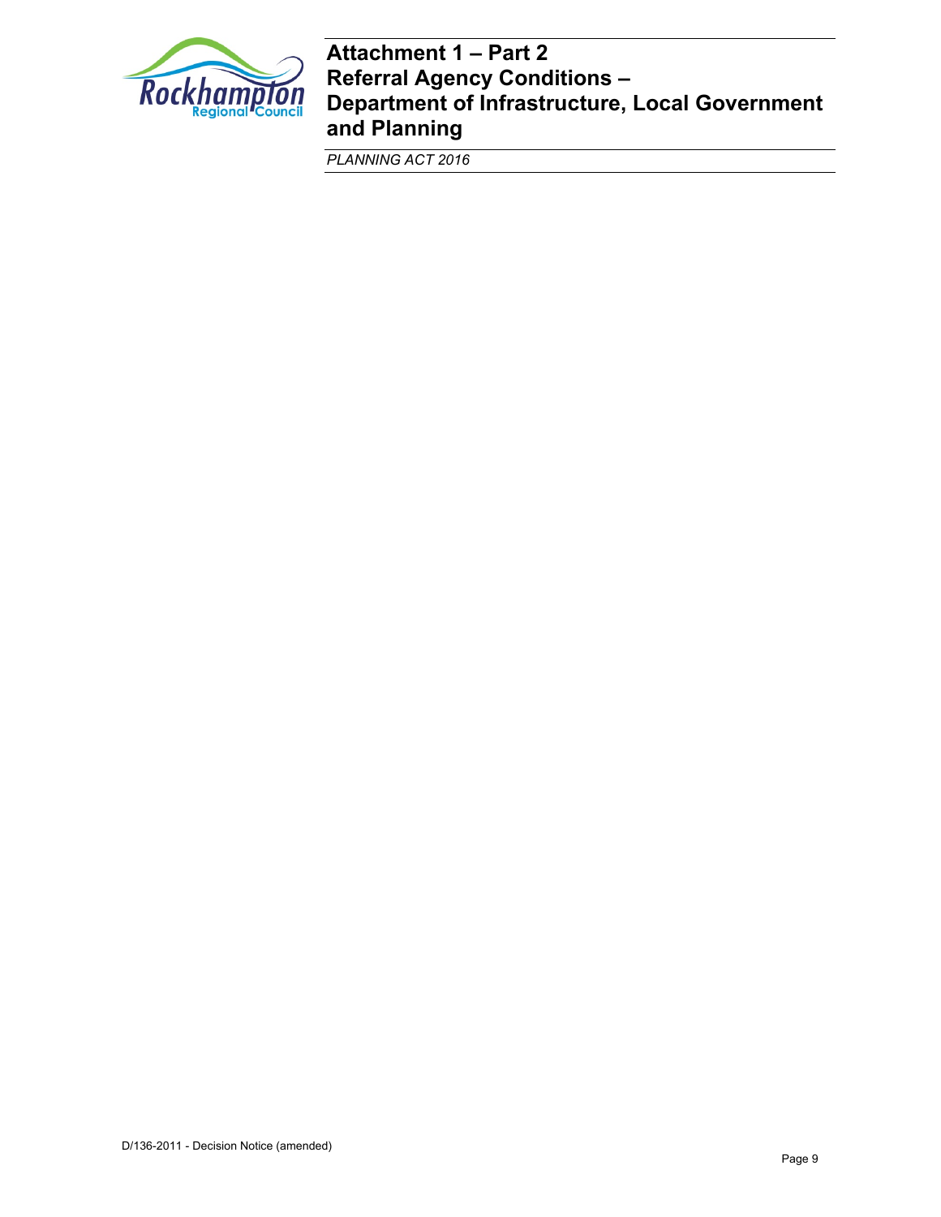# Attachment 1 – Part 2
# Referral Agency Conditions – Department of Infrastructure, Local Government and Planning

*PLANNING ACT 2016*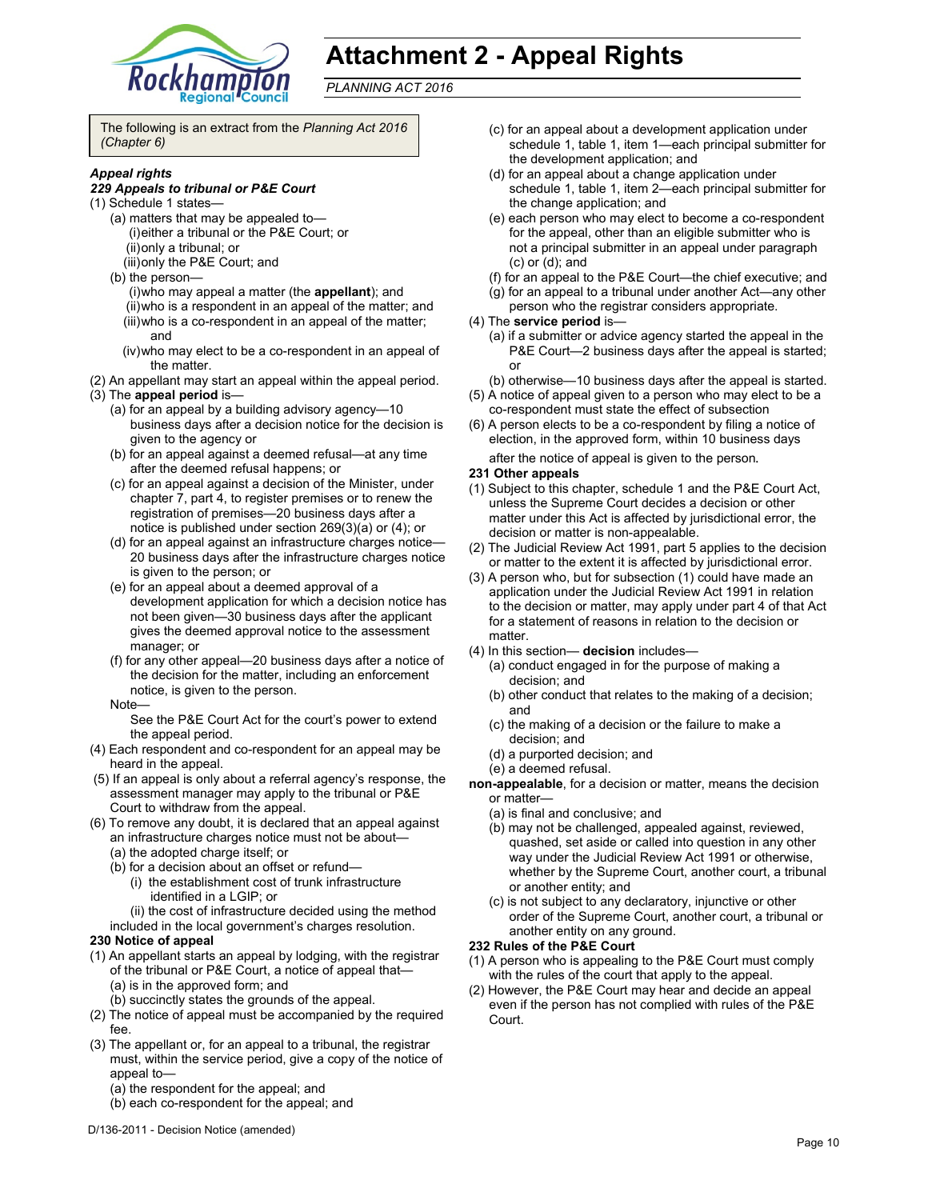# Attachment 2 - Appeal Rights

*PLANNING ACT 2016*

The following is an extract from the *Planning Act 2016 (Chapter 6)*

***Appeal rights***

***229 Appeals to tribunal or P&E Court***

(1) Schedule 1 states—
  (a) matters that may be appealed to—
    (i) either a tribunal or the P&E Court; or
    (ii) only a tribunal; or
    (iii) only the P&E Court; and
  (b) the person—
    (i) who may appeal a matter (the **appellant**); and
    (ii) who is a respondent in an appeal of the matter; and
    (iii) who is a co-respondent in an appeal of the matter; and
    (iv) who may elect to be a co-respondent in an appeal of the matter.

(2) An appellant may start an appeal within the appeal period.

(3) The **appeal period** is—
  (a) for an appeal by a building advisory agency—10 business days after a decision notice for the decision is given to the agency or
  (b) for an appeal against a deemed refusal—at any time after the deemed refusal happens; or
  (c) for an appeal against a decision of the Minister, under chapter 7, part 4, to register premises or to renew the registration of premises—20 business days after a notice is published under section 269(3)(a) or (4); or
  (d) for an appeal against an infrastructure charges notice—20 business days after the infrastructure charges notice is given to the person; or
  (e) for an appeal about a deemed approval of a development application for which a decision notice has not been given—30 business days after the applicant gives the deemed approval notice to the assessment manager; or
  (f) for any other appeal—20 business days after a notice of the decision for the matter, including an enforcement notice, is given to the person.

  Note—
  See the P&E Court Act for the court's power to extend the appeal period.

(4) Each respondent and co-respondent for an appeal may be heard in the appeal.

(5) If an appeal is only about a referral agency's response, the assessment manager may apply to the tribunal or P&E Court to withdraw from the appeal.

(6) To remove any doubt, it is declared that an appeal against an infrastructure charges notice must not be about—
  (a) the adopted charge itself; or
  (b) for a decision about an offset or refund—
    (i) the establishment cost of trunk infrastructure identified in a LGIP; or
    (ii) the cost of infrastructure decided using the method included in the local government's charges resolution.

**230 Notice of appeal**

(1) An appellant starts an appeal by lodging, with the registrar of the tribunal or P&E Court, a notice of appeal that—
  (a) is in the approved form; and
  (b) succinctly states the grounds of the appeal.

(2) The notice of appeal must be accompanied by the required fee.

(3) The appellant or, for an appeal to a tribunal, the registrar must, within the service period, give a copy of the notice of appeal to—
  (a) the respondent for the appeal; and
  (b) each co-respondent for the appeal; and
  (c) for an appeal about a development application under schedule 1, table 1, item 1—each principal submitter for the development application; and
  (d) for an appeal about a change application under schedule 1, table 1, item 2—each principal submitter for the change application; and
  (e) each person who may elect to become a co-respondent for the appeal, other than an eligible submitter who is not a principal submitter in an appeal under paragraph (c) or (d); and
  (f) for an appeal to the P&E Court—the chief executive; and
  (g) for an appeal to a tribunal under another Act—any other person who the registrar considers appropriate.

(4) The **service period** is—
  (a) if a submitter or advice agency started the appeal in the P&E Court—2 business days after the appeal is started; or
  (b) otherwise—10 business days after the appeal is started.

(5) A notice of appeal given to a person who may elect to be a co-respondent must state the effect of subsection

(6) A person elects to be a co-respondent by filing a notice of election, in the approved form, within 10 business days after the notice of appeal is given to the person.

**231 Other appeals**

(1) Subject to this chapter, schedule 1 and the P&E Court Act, unless the Supreme Court decides a decision or other matter under this Act is affected by jurisdictional error, the decision or matter is non-appealable.

(2) The Judicial Review Act 1991, part 5 applies to the decision or matter to the extent it is affected by jurisdictional error.

(3) A person who, but for subsection (1) could have made an application under the Judicial Review Act 1991 in relation to the decision or matter, may apply under part 4 of that Act for a statement of reasons in relation to the decision or matter.

(4) In this section— **decision** includes—
  (a) conduct engaged in for the purpose of making a decision; and
  (b) other conduct that relates to the making of a decision; and
  (c) the making of a decision or the failure to make a decision; and
  (d) a purported decision; and
  (e) a deemed refusal.

**non-appealable**, for a decision or matter, means the decision or matter—
  (a) is final and conclusive; and
  (b) may not be challenged, appealed against, reviewed, quashed, set aside or called into question in any other way under the Judicial Review Act 1991 or otherwise, whether by the Supreme Court, another court, a tribunal or another entity; and
  (c) is not subject to any declaratory, injunctive or other order of the Supreme Court, another court, a tribunal or another entity on any ground.

**232 Rules of the P&E Court**

(1) A person who is appealing to the P&E Court must comply with the rules of the court that apply to the appeal.

(2) However, the P&E Court may hear and decide an appeal even if the person has not complied with rules of the P&E Court.

D/136-2011 - Decision Notice (amended)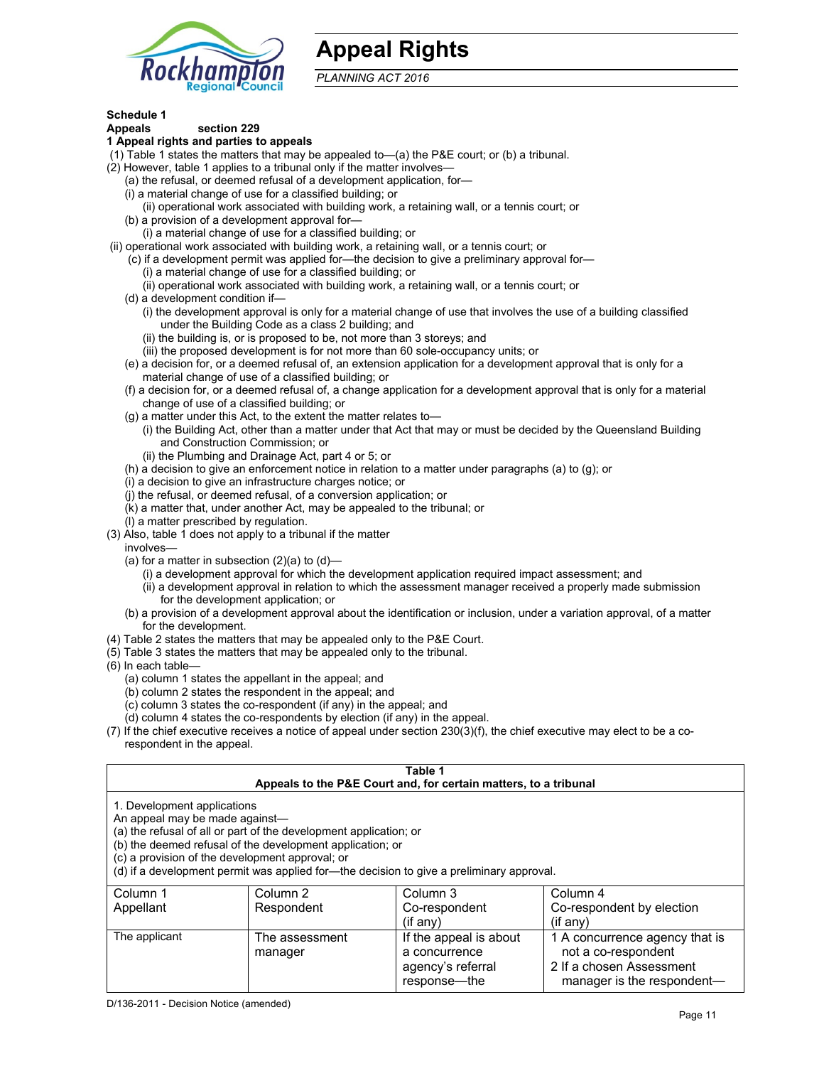# Appeal Rights

*PLANNING ACT 2016*

**Schedule 1**
**Appeals section 229**
**1 Appeal rights and parties to appeals**

(1) Table 1 states the matters that may be appealed to—(a) the P&E court; or (b) a tribunal.

(2) However, table 1 applies to a tribunal only if the matter involves—

(a) the refusal, or deemed refusal of a development application, for—

(i) a material change of use for a classified building; or

(ii) operational work associated with building work, a retaining wall, or a tennis court; or

(b) a provision of a development approval for—

(i) a material change of use for a classified building; or

(ii) operational work associated with building work, a retaining wall, or a tennis court; or

(c) if a development permit was applied for—the decision to give a preliminary approval for—

(i) a material change of use for a classified building; or

(ii) operational work associated with building work, a retaining wall, or a tennis court; or

(d) a development condition if—

(i) the development approval is only for a material change of use that involves the use of a building classified under the Building Code as a class 2 building; and

(ii) the building is, or is proposed to be, not more than 3 storeys; and

(iii) the proposed development is for not more than 60 sole-occupancy units; or

(e) a decision for, or a deemed refusal of, an extension application for a development approval that is only for a material change of use of a classified building; or

(f) a decision for, or a deemed refusal of, a change application for a development approval that is only for a material change of use of a classified building; or

(g) a matter under this Act, to the extent the matter relates to—

(i) the Building Act, other than a matter under that Act that may or must be decided by the Queensland Building and Construction Commission; or

(ii) the Plumbing and Drainage Act, part 4 or 5; or

(h) a decision to give an enforcement notice in relation to a matter under paragraphs (a) to (g); or

(i) a decision to give an infrastructure charges notice; or

(j) the refusal, or deemed refusal, of a conversion application; or

(k) a matter that, under another Act, may be appealed to the tribunal; or

(l) a matter prescribed by regulation.

(3) Also, table 1 does not apply to a tribunal if the matter involves—

(a) for a matter in subsection (2)(a) to (d)—

(i) a development approval for which the development application required impact assessment; and

(ii) a development approval in relation to which the assessment manager received a properly made submission for the development application; or

(b) a provision of a development approval about the identification or inclusion, under a variation approval, of a matter for the development.

(4) Table 2 states the matters that may be appealed only to the P&E Court.

(5) Table 3 states the matters that may be appealed only to the tribunal.

(6) In each table—

(a) column 1 states the appellant in the appeal; and

(b) column 2 states the respondent in the appeal; and

(c) column 3 states the co-respondent (if any) in the appeal; and

(d) column 4 states the co-respondents by election (if any) in the appeal.

(7) If the chief executive receives a notice of appeal under section 230(3)(f), the chief executive may elect to be a co-respondent in the appeal.

**Table 1**
**Appeals to the P&E Court and, for certain matters, to a tribunal**

1. Development applications

An appeal may be made against—

(a) the refusal of all or part of the development application; or

(b) the deemed refusal of the development application; or

(c) a provision of the development approval; or

(d) if a development permit was applied for—the decision to give a preliminary approval.

| Column 1<br>Appellant | Column 2<br>Respondent | Column 3<br>Co-respondent<br>(if any) | Column 4<br>Co-respondent by election<br>(if any) |
|---|---|---|---|
| The applicant | The assessment manager | If the appeal is about a concurrence agency's referral response—the | 1 A concurrence agency that is not a co-respondent<br>2 If a chosen Assessment manager is the respondent— |

D/136-2011 - Decision Notice (amended)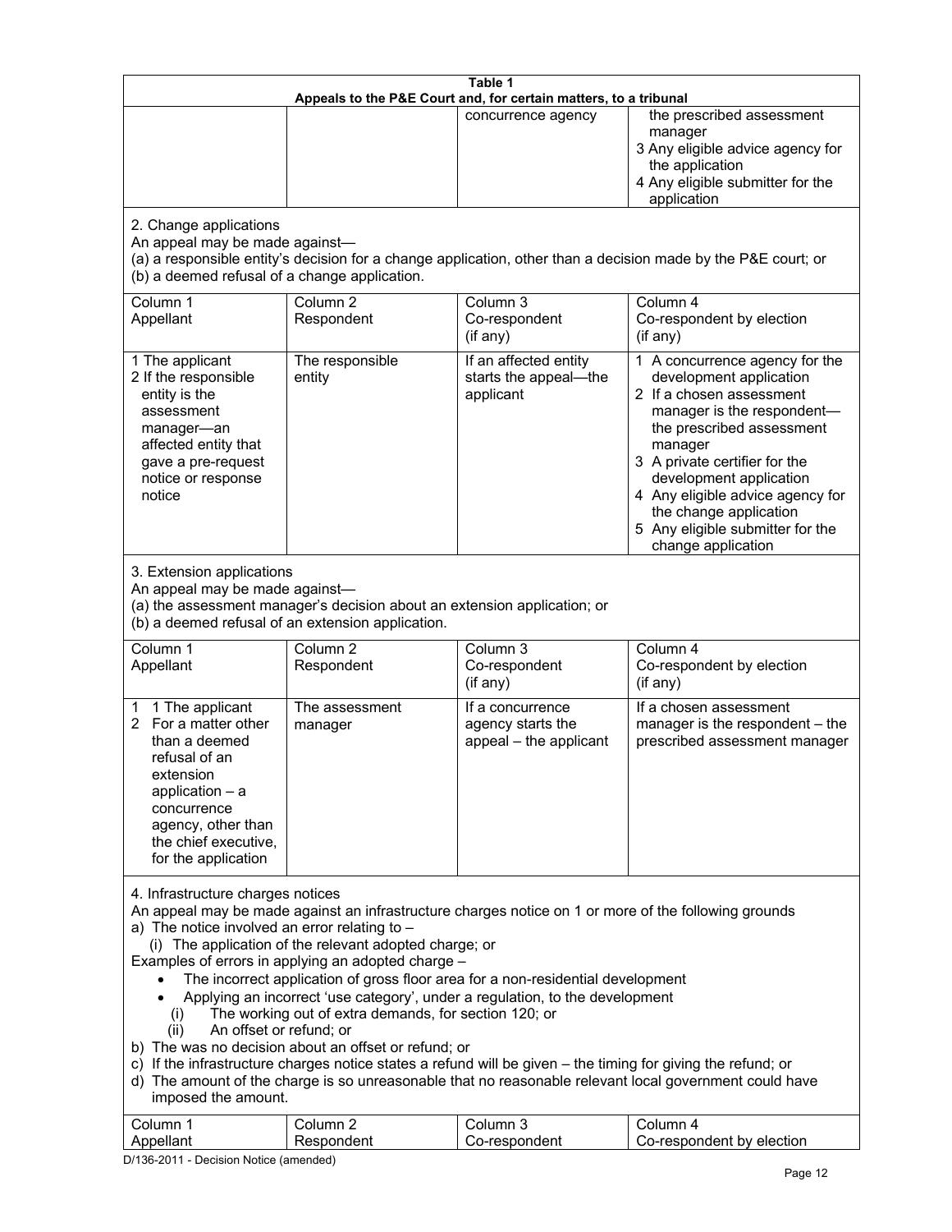**Table 1**
**Appeals to the P&E Court and, for certain matters, to a tribunal**

| | | | |
|---|---|---|---|
| | | concurrence agency | the prescribed assessment manager<br>3 Any eligible advice agency for the application<br>4 Any eligible submitter for the application |

2. Change applications

An appeal may be made against—

(a) a responsible entity's decision for a change application, other than a decision made by the P&E court; or

(b) a deemed refusal of a change application.

| Column 1<br>Appellant | Column 2<br>Respondent | Column 3<br>Co-respondent<br>(if any) | Column 4<br>Co-respondent by election<br>(if any) |
|---|---|---|---|
| 1 The applicant<br>2 If the responsible entity is the assessment manager—an affected entity that gave a pre-request notice or response notice | The responsible entity | If an affected entity starts the appeal—the applicant | 1 A concurrence agency for the development application<br>2 If a chosen assessment manager is the respondent—the prescribed assessment manager<br>3 A private certifier for the development application<br>4 Any eligible advice agency for the change application<br>5 Any eligible submitter for the change application |

3. Extension applications

An appeal may be made against—

(a) the assessment manager's decision about an extension application; or

(b) a deemed refusal of an extension application.

| Column 1<br>Appellant | Column 2<br>Respondent | Column 3<br>Co-respondent<br>(if any) | Column 4<br>Co-respondent by election<br>(if any) |
|---|---|---|---|
| 1 1 The applicant<br>2 For a matter other than a deemed refusal of an extension application – a concurrence agency, other than the chief executive, for the application | The assessment manager | If a concurrence agency starts the appeal – the applicant | If a chosen assessment manager is the respondent – the prescribed assessment manager |

4. Infrastructure charges notices

An appeal may be made against an infrastructure charges notice on 1 or more of the following grounds

a) The notice involved an error relating to –
   (i) The application of the relevant adopted charge; or

Examples of errors in applying an adopted charge –

- The incorrect application of gross floor area for a non-residential development
- Applying an incorrect 'use category', under a regulation, to the development
   (i) The working out of extra demands, for section 120; or
   (ii) An offset or refund; or

b) The was no decision about an offset or refund; or

c) If the infrastructure charges notice states a refund will be given – the timing for giving the refund; or

d) The amount of the charge is so unreasonable that no reasonable relevant local government could have imposed the amount.

| Column 1<br>Appellant | Column 2<br>Respondent | Column 3<br>Co-respondent | Column 4<br>Co-respondent by election |
|---|---|---|---|

D/136-2011 - Decision Notice (amended)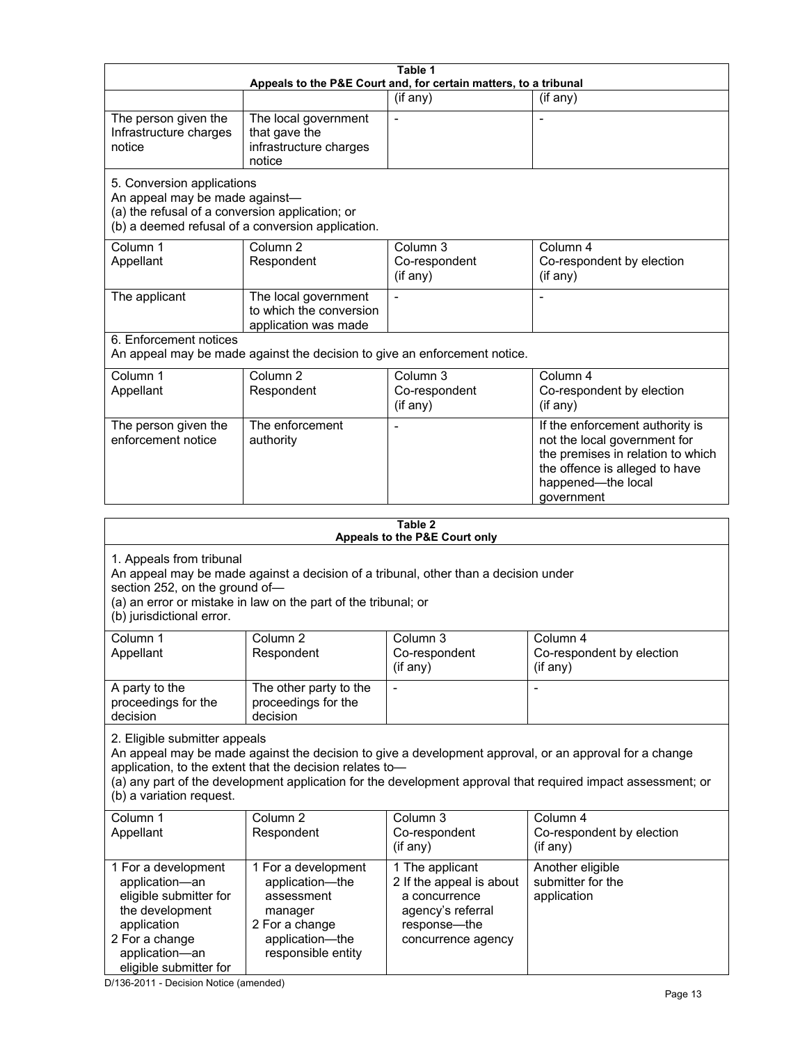**Table 1**
**Appeals to the P&E Court and, for certain matters, to a tribunal**

| | | (if any) | (if any) |
|---|---|---|---|
| The person given the Infrastructure charges notice | The local government that gave the infrastructure charges notice | - | - |

5. Conversion applications
An appeal may be made against—
(a) the refusal of a conversion application; or
(b) a deemed refusal of a conversion application.

| Column 1 Appellant | Column 2 Respondent | Column 3 Co-respondent (if any) | Column 4 Co-respondent by election (if any) |
|---|---|---|---|
| The applicant | The local government to which the conversion application was made | - | - |

6. Enforcement notices
An appeal may be made against the decision to give an enforcement notice.

| Column 1 Appellant | Column 2 Respondent | Column 3 Co-respondent (if any) | Column 4 Co-respondent by election (if any) |
|---|---|---|---|
| The person given the enforcement notice | The enforcement authority | - | If the enforcement authority is not the local government for the premises in relation to which the offence is alleged to have happened—the local government |

**Table 2**
**Appeals to the P&E Court only**

1. Appeals from tribunal
An appeal may be made against a decision of a tribunal, other than a decision under section 252, on the ground of—
(a) an error or mistake in law on the part of the tribunal; or
(b) jurisdictional error.

| Column 1 Appellant | Column 2 Respondent | Column 3 Co-respondent (if any) | Column 4 Co-respondent by election (if any) |
|---|---|---|---|
| A party to the proceedings for the decision | The other party to the proceedings for the decision | - | - |

2. Eligible submitter appeals
An appeal may be made against the decision to give a development approval, or an approval for a change application, to the extent that the decision relates to—
(a) any part of the development application for the development approval that required impact assessment; or
(b) a variation request.

| Column 1 Appellant | Column 2 Respondent | Column 3 Co-respondent (if any) | Column 4 Co-respondent by election (if any) |
|---|---|---|---|
| 1 For a development application—an eligible submitter for the development application<br>2 For a change application—an eligible submitter for | 1 For a development application—the assessment manager<br>2 For a change application—the responsible entity | 1 The applicant<br>2 If the appeal is about a concurrence agency's referral response—the concurrence agency | Another eligible submitter for the application |

D/136-2011 - Decision Notice (amended)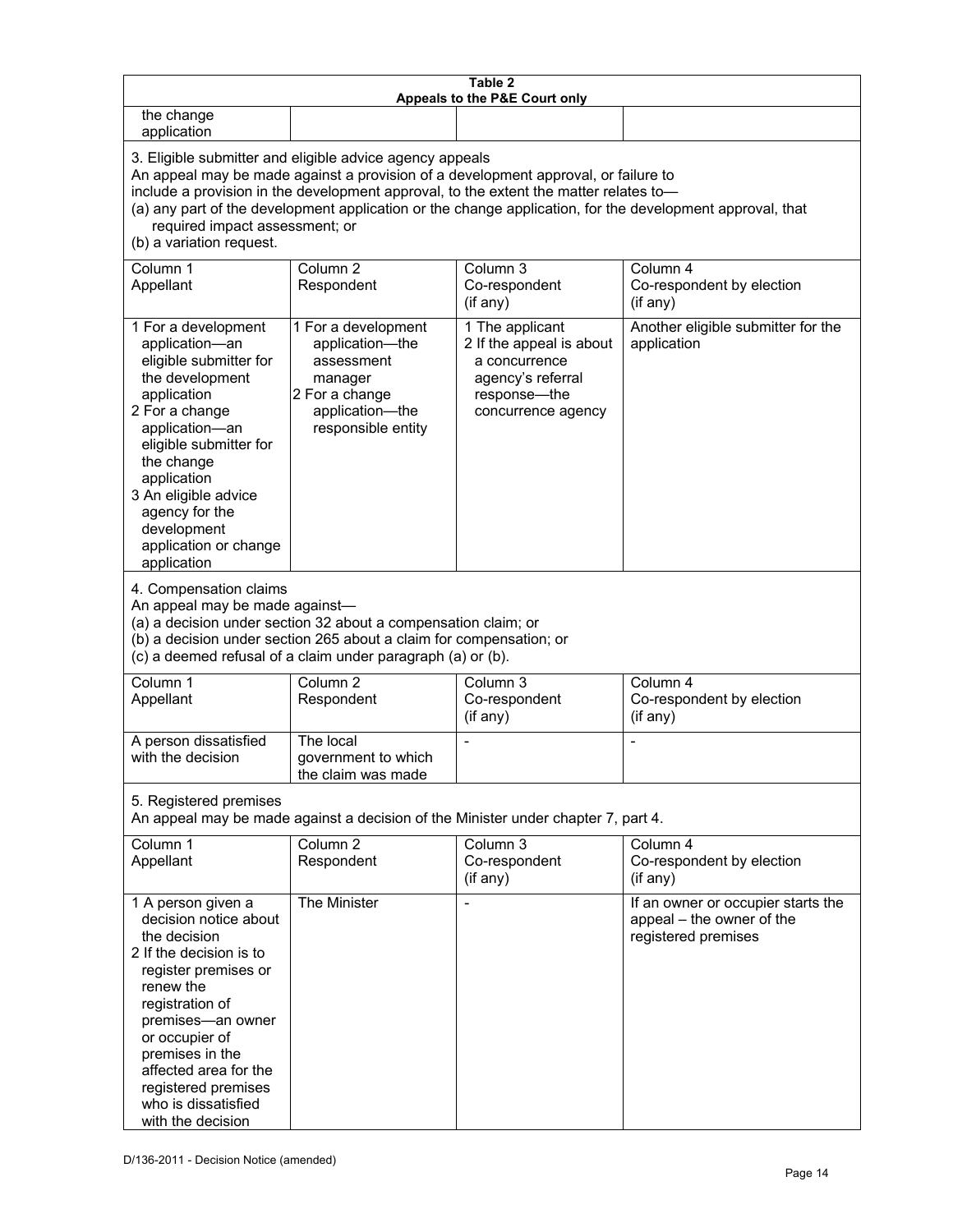| Table 2 Appeals to the P&E Court only | | | |
|---|---|---|---|
| the change application | | | |
| 3. Eligible submitter and eligible advice agency appeals<br>An appeal may be made against a provision of a development approval, or failure to include a provision in the development approval, to the extent the matter relates to—<br>(a) any part of the development application or the change application, for the development approval, that required impact assessment; or<br>(b) a variation request. | | | |
| Column 1<br>Appellant | Column 2<br>Respondent | Column 3<br>Co-respondent<br>(if any) | Column 4<br>Co-respondent by election<br>(if any) |
| 1 For a development application—an eligible submitter for the development application<br>2 For a change application—an eligible submitter for the change application<br>3 An eligible advice agency for the development application or change application | 1 For a development application—the assessment manager<br>2 For a change application—the responsible entity | 1 The applicant<br>2 If the appeal is about a concurrence agency's referral response—the concurrence agency | Another eligible submitter for the application |
| 4. Compensation claims<br>An appeal may be made against—<br>(a) a decision under section 32 about a compensation claim; or<br>(b) a decision under section 265 about a claim for compensation; or<br>(c) a deemed refusal of a claim under paragraph (a) or (b). | | | |
| Column 1<br>Appellant | Column 2<br>Respondent | Column 3<br>Co-respondent<br>(if any) | Column 4<br>Co-respondent by election<br>(if any) |
| A person dissatisfied with the decision | The local government to which the claim was made | - | - |
| 5. Registered premises<br>An appeal may be made against a decision of the Minister under chapter 7, part 4. | | | |
| Column 1<br>Appellant | Column 2<br>Respondent | Column 3<br>Co-respondent<br>(if any) | Column 4<br>Co-respondent by election<br>(if any) |
| 1 A person given a decision notice about the decision<br>2 If the decision is to register premises or renew the registration of premises—an owner or occupier of premises in the affected area for the registered premises who is dissatisfied with the decision | The Minister | - | If an owner or occupier starts the appeal – the owner of the registered premises |

D/136-2011 - Decision Notice (amended)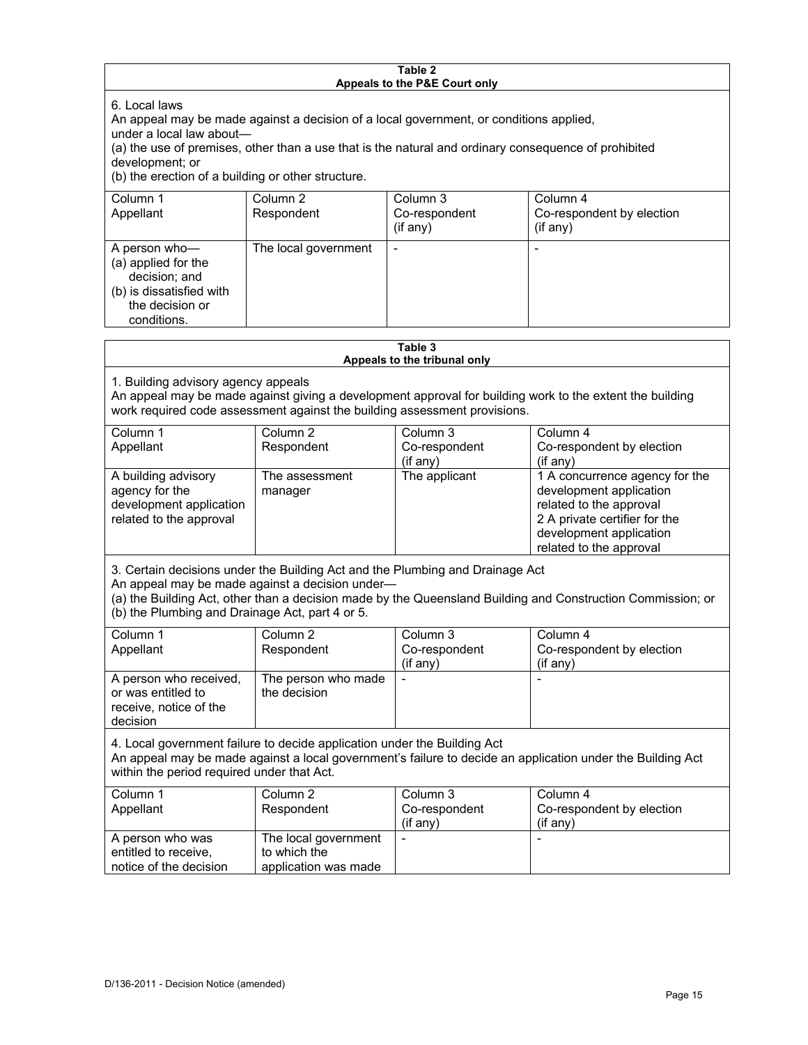**Table 2**
**Appeals to the P&E Court only**

6. Local laws
An appeal may be made against a decision of a local government, or conditions applied, under a local law about—
(a) the use of premises, other than a use that is the natural and ordinary consequence of prohibited development; or
(b) the erection of a building or other structure.

| Column 1 Appellant | Column 2 Respondent | Column 3 Co-respondent (if any) | Column 4 Co-respondent by election (if any) |
|---|---|---|---|
| A person who— (a) applied for the decision; and (b) is dissatisfied with the decision or conditions. | The local government | - | - |

**Table 3**
**Appeals to the tribunal only**

1. Building advisory agency appeals
An appeal may be made against giving a development approval for building work to the extent the building work required code assessment against the building assessment provisions.

| Column 1 Appellant | Column 2 Respondent | Column 3 Co-respondent (if any) | Column 4 Co-respondent by election (if any) |
|---|---|---|---|
| A building advisory agency for the development application related to the approval | The assessment manager | The applicant | 1 A concurrence agency for the development application related to the approval 2 A private certifier for the development application related to the approval |

3. Certain decisions under the Building Act and the Plumbing and Drainage Act
An appeal may be made against a decision under—
(a) the Building Act, other than a decision made by the Queensland Building and Construction Commission; or
(b) the Plumbing and Drainage Act, part 4 or 5.

| Column 1 Appellant | Column 2 Respondent | Column 3 Co-respondent (if any) | Column 4 Co-respondent by election (if any) |
|---|---|---|---|
| A person who received, or was entitled to receive, notice of the decision | The person who made the decision | - | - |

4. Local government failure to decide application under the Building Act
An appeal may be made against a local government's failure to decide an application under the Building Act within the period required under that Act.

| Column 1 Appellant | Column 2 Respondent | Column 3 Co-respondent (if any) | Column 4 Co-respondent by election (if any) |
|---|---|---|---|
| A person who was entitled to receive, notice of the decision | The local government to which the application was made | - | - |

D/136-2011 - Decision Notice (amended)